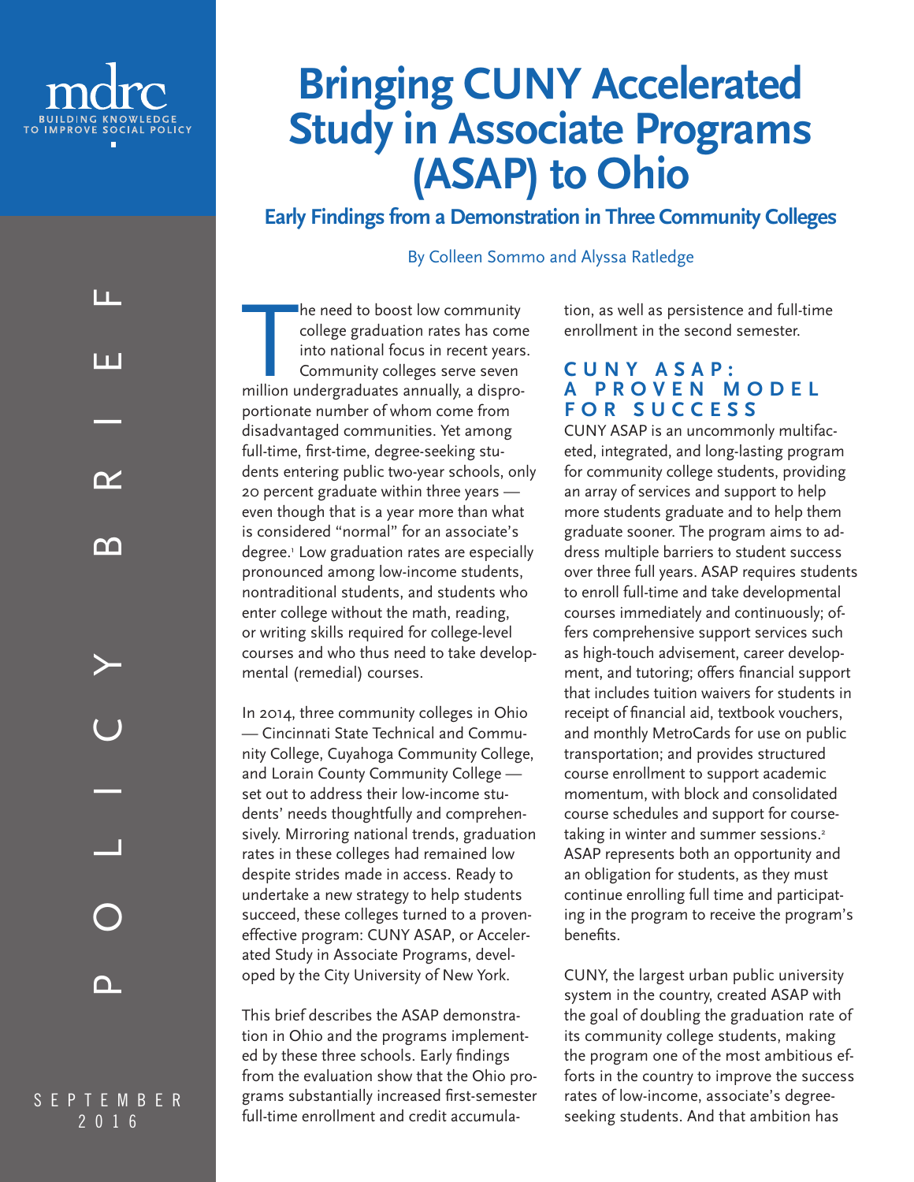mdrc

BUILDING KNOWLEDGE TO IMPROVE SOCIAL POLICY

POLICY BRIEF

SEPTEMBER 2016

# Bringing CUNY Accelerated Study in Associate Programs (ASAP) to Ohio

## Early Findings from a Demonstration in Three Community Colleges

By Colleen Sommo and Alyssa Ratledge

The need to boost low community college graduation rates has come into national focus in recent years. Community colleges serve seven million undergraduates annually, a disproportionate number of whom come from disadvantaged communities. Yet among full-time, first-time, degree-seeking students entering public two-year schools, only 20 percent graduate within three years — even though that is a year more than what is considered "normal" for an associate's degree.[1] Low graduation rates are especially pronounced among low-income students, nontraditional students, and students who enter college without the math, reading, or writing skills required for college-level courses and who thus need to take developmental (remedial) courses.

In 2014, three community colleges in Ohio — Cincinnati State Technical and Community College, Cuyahoga Community College, and Lorain County Community College — set out to address their low-income students' needs thoughtfully and comprehensively. Mirroring national trends, graduation rates in these colleges had remained low despite strides made in access. Ready to undertake a new strategy to help students succeed, these colleges turned to a proven-effective program: CUNY ASAP, or Accelerated Study in Associate Programs, developed by the City University of New York.

This brief describes the ASAP demonstration in Ohio and the programs implemented by these three schools. Early findings from the evaluation show that the Ohio programs substantially increased first-semester full-time enrollment and credit accumulation, as well as persistence and full-time enrollment in the second semester.

### CUNY ASAP: A PROVEN MODEL FOR SUCCESS

CUNY ASAP is an uncommonly multifaceted, integrated, and long-lasting program for community college students, providing an array of services and support to help more students graduate and to help them graduate sooner. The program aims to address multiple barriers to student success over three full years. ASAP requires students to enroll full-time and take developmental courses immediately and continuously; offers comprehensive support services such as high-touch advisement, career development, and tutoring; offers financial support that includes tuition waivers for students in receipt of financial aid, textbook vouchers, and monthly MetroCards for use on public transportation; and provides structured course enrollment to support academic momentum, with block and consolidated course schedules and support for course-taking in winter and summer sessions.[2] ASAP represents both an opportunity and an obligation for students, as they must continue enrolling full time and participating in the program to receive the program's benefits.

CUNY, the largest urban public university system in the country, created ASAP with the goal of doubling the graduation rate of its community college students, making the program one of the most ambitious efforts in the country to improve the success rates of low-income, associate's degree-seeking students. And that ambition has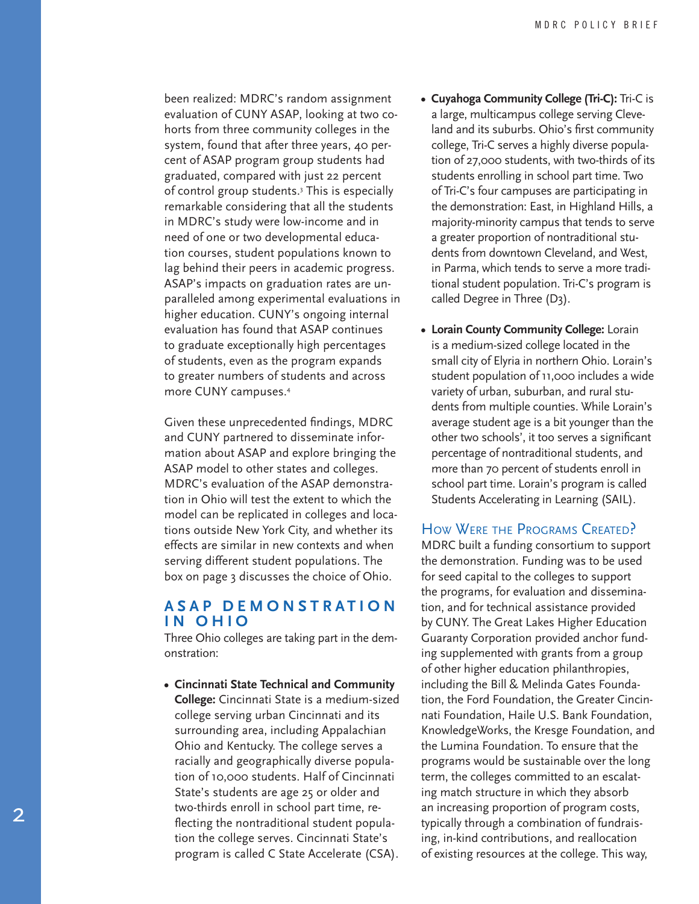been realized: MDRC's random assignment evaluation of CUNY ASAP, looking at two cohorts from three community colleges in the system, found that after three years, 40 percent of ASAP program group students had graduated, compared with just 22 percent of control group students.[3] This is especially remarkable considering that all the students in MDRC's study were low-income and in need of one or two developmental education courses, student populations known to lag behind their peers in academic progress. ASAP's impacts on graduation rates are unparalleled among experimental evaluations in higher education. CUNY's ongoing internal evaluation has found that ASAP continues to graduate exceptionally high percentages of students, even as the program expands to greater numbers of students and across more CUNY campuses.[4]

Given these unprecedented findings, MDRC and CUNY partnered to disseminate information about ASAP and explore bringing the ASAP model to other states and colleges. MDRC's evaluation of the ASAP demonstration in Ohio will test the extent to which the model can be replicated in colleges and locations outside New York City, and whether its effects are similar in new contexts and when serving different student populations. The box on page 3 discusses the choice of Ohio.

## ASAP DEMONSTRATION IN OHIO

Three Ohio colleges are taking part in the demonstration:

- **Cincinnati State Technical and Community College:** Cincinnati State is a medium-sized college serving urban Cincinnati and its surrounding area, including Appalachian Ohio and Kentucky. The college serves a racially and geographically diverse population of 10,000 students. Half of Cincinnati State's students are age 25 or older and two-thirds enroll in school part time, reflecting the nontraditional student population the college serves. Cincinnati State's program is called C State Accelerate (CSA).

- **Cuyahoga Community College (Tri-C):** Tri-C is a large, multicampus college serving Cleveland and its suburbs. Ohio's first community college, Tri-C serves a highly diverse population of 27,000 students, with two-thirds of its students enrolling in school part time. Two of Tri-C's four campuses are participating in the demonstration: East, in Highland Hills, a majority-minority campus that tends to serve a greater proportion of nontraditional students from downtown Cleveland, and West, in Parma, which tends to serve a more traditional student population. Tri-C's program is called Degree in Three (D3).

- **Lorain County Community College:** Lorain is a medium-sized college located in the small city of Elyria in northern Ohio. Lorain's student population of 11,000 includes a wide variety of urban, suburban, and rural students from multiple counties. While Lorain's average student age is a bit younger than the other two schools', it too serves a significant percentage of nontraditional students, and more than 70 percent of students enroll in school part time. Lorain's program is called Students Accelerating in Learning (SAIL).

### How Were the Programs Created?

MDRC built a funding consortium to support the demonstration. Funding was to be used for seed capital to the colleges to support the programs, for evaluation and dissemination, and for technical assistance provided by CUNY. The Great Lakes Higher Education Guaranty Corporation provided anchor funding supplemented with grants from a group of other higher education philanthropies, including the Bill & Melinda Gates Foundation, the Ford Foundation, the Greater Cincinnati Foundation, Haile U.S. Bank Foundation, KnowledgeWorks, the Kresge Foundation, and the Lumina Foundation. To ensure that the programs would be sustainable over the long term, the colleges committed to an escalating match structure in which they absorb an increasing proportion of program costs, typically through a combination of fundraising, in-kind contributions, and reallocation of existing resources at the college. This way,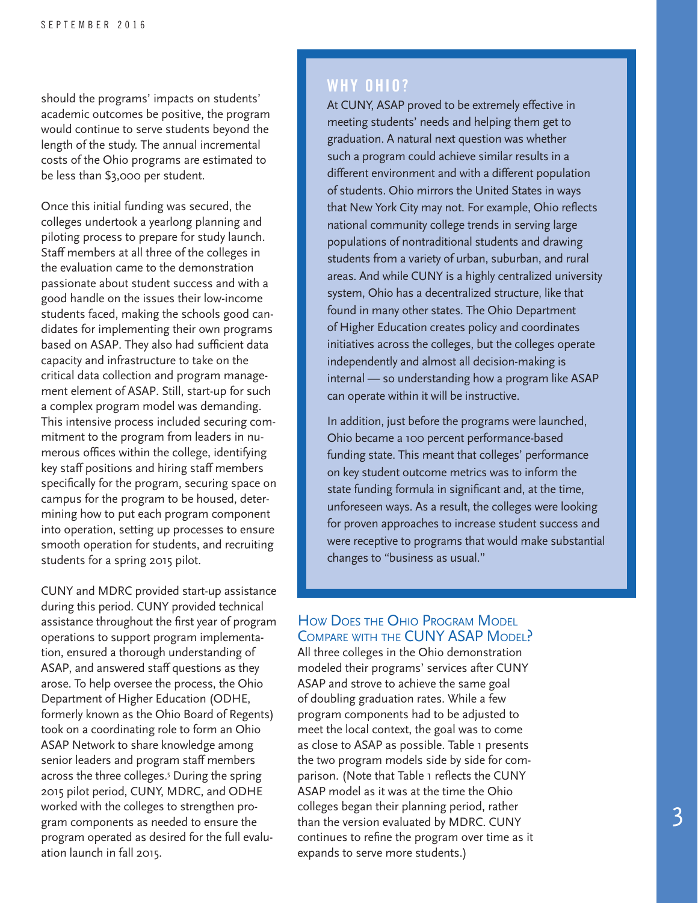should the programs' impacts on students' academic outcomes be positive, the program would continue to serve students beyond the length of the study. The annual incremental costs of the Ohio programs are estimated to be less than $3,000 per student.

Once this initial funding was secured, the colleges undertook a yearlong planning and piloting process to prepare for study launch. Staff members at all three of the colleges in the evaluation came to the demonstration passionate about student success and with a good handle on the issues their low-income students faced, making the schools good candidates for implementing their own programs based on ASAP. They also had sufficient data capacity and infrastructure to take on the critical data collection and program management element of ASAP. Still, start-up for such a complex program model was demanding. This intensive process included securing commitment to the program from leaders in numerous offices within the college, identifying key staff positions and hiring staff members specifically for the program, securing space on campus for the program to be housed, determining how to put each program component into operation, setting up processes to ensure smooth operation for students, and recruiting students for a spring 2015 pilot.

CUNY and MDRC provided start-up assistance during this period. CUNY provided technical assistance throughout the first year of program operations to support program implementation, ensured a thorough understanding of ASAP, and answered staff questions as they arose. To help oversee the process, the Ohio Department of Higher Education (ODHE, formerly known as the Ohio Board of Regents) took on a coordinating role to form an Ohio ASAP Network to share knowledge among senior leaders and program staff members across the three colleges.[5] During the spring 2015 pilot period, CUNY, MDRC, and ODHE worked with the colleges to strengthen program components as needed to ensure the program operated as desired for the full evaluation launch in fall 2015.

## WHY OHIO?

At CUNY, ASAP proved to be extremely effective in meeting students' needs and helping them get to graduation. A natural next question was whether such a program could achieve similar results in a different environment and with a different population of students. Ohio mirrors the United States in ways that New York City may not. For example, Ohio reflects national community college trends in serving large populations of nontraditional students and drawing students from a variety of urban, suburban, and rural areas. And while CUNY is a highly centralized university system, Ohio has a decentralized structure, like that found in many other states. The Ohio Department of Higher Education creates policy and coordinates initiatives across the colleges, but the colleges operate independently and almost all decision-making is internal — so understanding how a program like ASAP can operate within it will be instructive.

In addition, just before the programs were launched, Ohio became a 100 percent performance-based funding state. This meant that colleges' performance on key student outcome metrics was to inform the state funding formula in significant and, at the time, unforeseen ways. As a result, the colleges were looking for proven approaches to increase student success and were receptive to programs that would make substantial changes to "business as usual."

## How Does the Ohio Program Model Compare with the CUNY ASAP Model?

All three colleges in the Ohio demonstration modeled their programs' services after CUNY ASAP and strove to achieve the same goal of doubling graduation rates. While a few program components had to be adjusted to meet the local context, the goal was to come as close to ASAP as possible. Table 1 presents the two program models side by side for comparison. (Note that Table 1 reflects the CUNY ASAP model as it was at the time the Ohio colleges began their planning period, rather than the version evaluated by MDRC. CUNY continues to refine the program over time as it expands to serve more students.)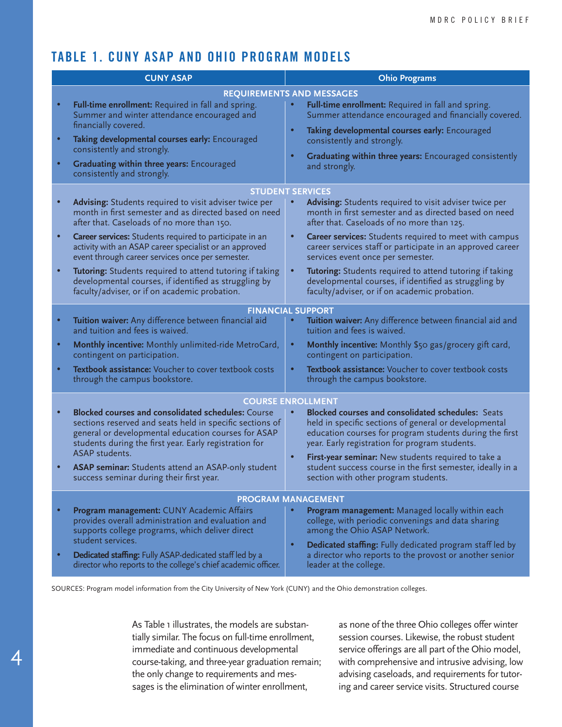## TABLE 1. CUNY ASAP AND OHIO PROGRAM MODELS

| CUNY ASAP | Ohio Programs |
|---|---|
| **REQUIREMENTS AND MESSAGES** | |
| • **Full-time enrollment:** Required in fall and spring. Summer and winter attendance encouraged and financially covered.<br>• **Taking developmental courses early:** Encouraged consistently and strongly.<br>• **Graduating within three years:** Encouraged consistently and strongly. | • **Full-time enrollment:** Required in fall and spring. Summer attendance encouraged and financially covered.<br>• **Taking developmental courses early:** Encouraged consistently and strongly.<br>• **Graduating within three years:** Encouraged consistently and strongly. |
| **STUDENT SERVICES** | |
| • **Advising:** Students required to visit adviser twice per month in first semester and as directed based on need after that. Caseloads of no more than 150.<br>• **Career services:** Students required to participate in an activity with an ASAP career specialist or an approved event through career services once per semester.<br>• **Tutoring:** Students required to attend tutoring if taking developmental courses, if identified as struggling by faculty/adviser, or if on academic probation. | • **Advising:** Students required to visit adviser twice per month in first semester and as directed based on need after that. Caseloads of no more than 125.<br>• **Career services:** Students required to meet with campus career services staff or participate in an approved career services event once per semester.<br>• **Tutoring:** Students required to attend tutoring if taking developmental courses, if identified as struggling by faculty/adviser, or if on academic probation. |
| **FINANCIAL SUPPORT** | |
| • **Tuition waiver:** Any difference between financial aid and tuition and fees is waived.<br>• **Monthly incentive:** Monthly unlimited-ride MetroCard, contingent on participation.<br>• **Textbook assistance:** Voucher to cover textbook costs through the campus bookstore. | • **Tuition waiver:** Any difference between financial aid and tuition and fees is waived.<br>• **Monthly incentive:** Monthly $50 gas/grocery gift card, contingent on participation.<br>• **Textbook assistance:** Voucher to cover textbook costs through the campus bookstore. |
| **COURSE ENROLLMENT** | |
| • **Blocked courses and consolidated schedules:** Course sections reserved and seats held in specific sections of general or developmental education courses for ASAP students during the first year. Early registration for ASAP students.<br>• **ASAP seminar:** Students attend an ASAP-only student success seminar during their first year. | • **Blocked courses and consolidated schedules:** Seats held in specific sections of general or developmental education courses for program students during the first year. Early registration for program students.<br>• **First-year seminar:** New students required to take a student success course in the first semester, ideally in a section with other program students. |
| **PROGRAM MANAGEMENT** | |
| • **Program management:** CUNY Academic Affairs provides overall administration and evaluation and supports college programs, which deliver direct student services.<br>• **Dedicated staffing:** Fully ASAP-dedicated staff led by a director who reports to the college's chief academic officer. | • **Program management:** Managed locally within each college, with periodic convenings and data sharing among the Ohio ASAP Network.<br>• **Dedicated staffing:** Fully dedicated program staff led by a director who reports to the provost or another senior leader at the college. |

SOURCES: Program model information from the City University of New York (CUNY) and the Ohio demonstration colleges.

As Table 1 illustrates, the models are substantially similar. The focus on full-time enrollment, immediate and continuous developmental course-taking, and three-year graduation remain; the only change to requirements and messages is the elimination of winter enrollment, as none of the three Ohio colleges offer winter session courses. Likewise, the robust student service offerings are all part of the Ohio model, with comprehensive and intrusive advising, low advising caseloads, and requirements for tutoring and career service visits. Structured course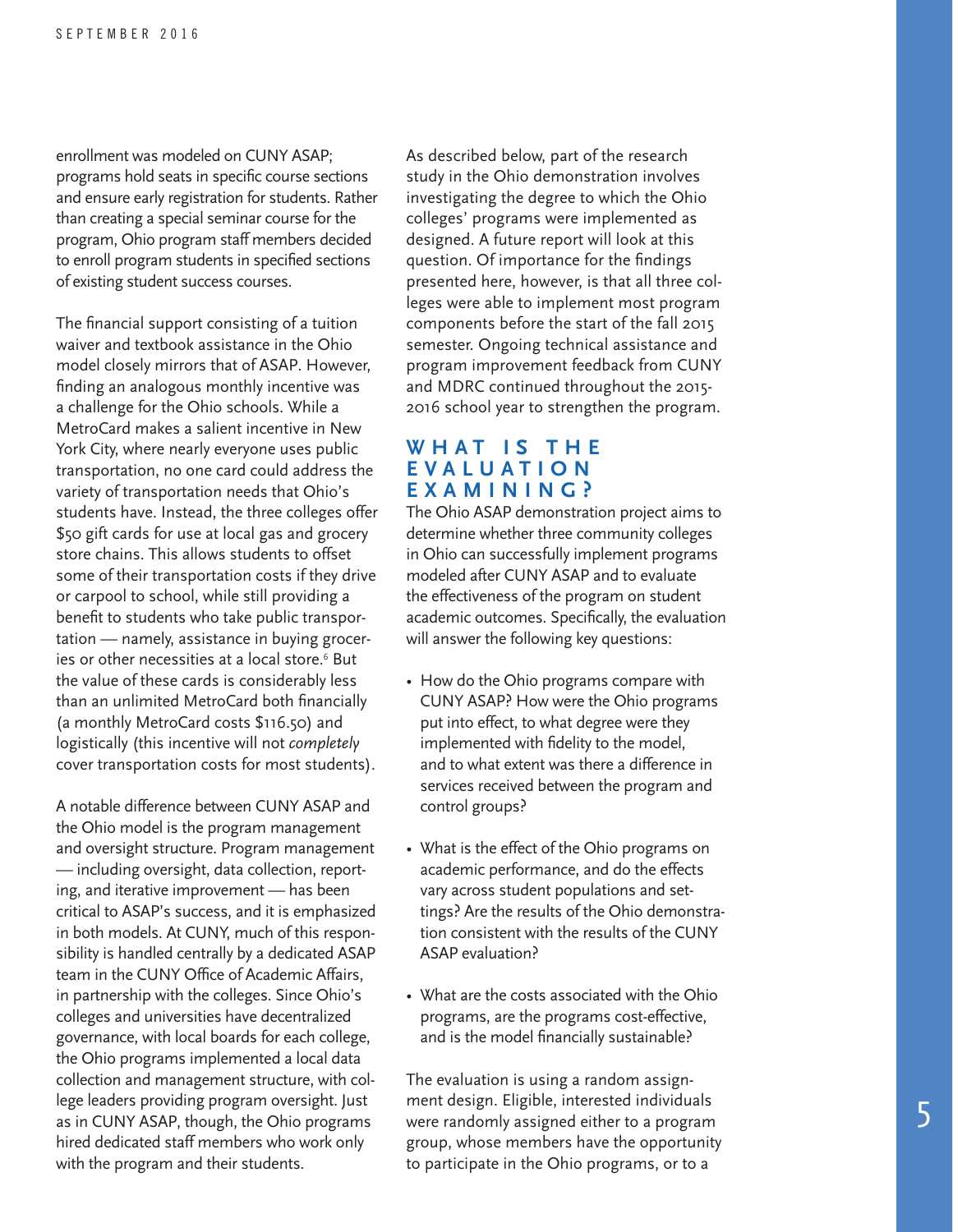enrollment was modeled on CUNY ASAP; programs hold seats in specific course sections and ensure early registration for students. Rather than creating a special seminar course for the program, Ohio program staff members decided to enroll program students in specified sections of existing student success courses.

The financial support consisting of a tuition waiver and textbook assistance in the Ohio model closely mirrors that of ASAP. However, finding an analogous monthly incentive was a challenge for the Ohio schools. While a MetroCard makes a salient incentive in New York City, where nearly everyone uses public transportation, no one card could address the variety of transportation needs that Ohio's students have. Instead, the three colleges offer $50 gift cards for use at local gas and grocery store chains. This allows students to offset some of their transportation costs if they drive or carpool to school, while still providing a benefit to students who take public transportation — namely, assistance in buying groceries or other necessities at a local store.[6] But the value of these cards is considerably less than an unlimited MetroCard both financially (a monthly MetroCard costs $116.50) and logistically (this incentive will not *completely* cover transportation costs for most students).

A notable difference between CUNY ASAP and the Ohio model is the program management and oversight structure. Program management — including oversight, data collection, reporting, and iterative improvement — has been critical to ASAP's success, and it is emphasized in both models. At CUNY, much of this responsibility is handled centrally by a dedicated ASAP team in the CUNY Office of Academic Affairs, in partnership with the colleges. Since Ohio's colleges and universities have decentralized governance, with local boards for each college, the Ohio programs implemented a local data collection and management structure, with college leaders providing program oversight. Just as in CUNY ASAP, though, the Ohio programs hired dedicated staff members who work only with the program and their students.

As described below, part of the research study in the Ohio demonstration involves investigating the degree to which the Ohio colleges' programs were implemented as designed. A future report will look at this question. Of importance for the findings presented here, however, is that all three colleges were able to implement most program components before the start of the fall 2015 semester. Ongoing technical assistance and program improvement feedback from CUNY and MDRC continued throughout the 2015-2016 school year to strengthen the program.

## WHAT IS THE EVALUATION EXAMINING?

The Ohio ASAP demonstration project aims to determine whether three community colleges in Ohio can successfully implement programs modeled after CUNY ASAP and to evaluate the effectiveness of the program on student academic outcomes. Specifically, the evaluation will answer the following key questions:

- How do the Ohio programs compare with CUNY ASAP? How were the Ohio programs put into effect, to what degree were they implemented with fidelity to the model, and to what extent was there a difference in services received between the program and control groups?
- What is the effect of the Ohio programs on academic performance, and do the effects vary across student populations and settings? Are the results of the Ohio demonstration consistent with the results of the CUNY ASAP evaluation?
- What are the costs associated with the Ohio programs, are the programs cost-effective, and is the model financially sustainable?

The evaluation is using a random assignment design. Eligible, interested individuals were randomly assigned either to a program group, whose members have the opportunity to participate in the Ohio programs, or to a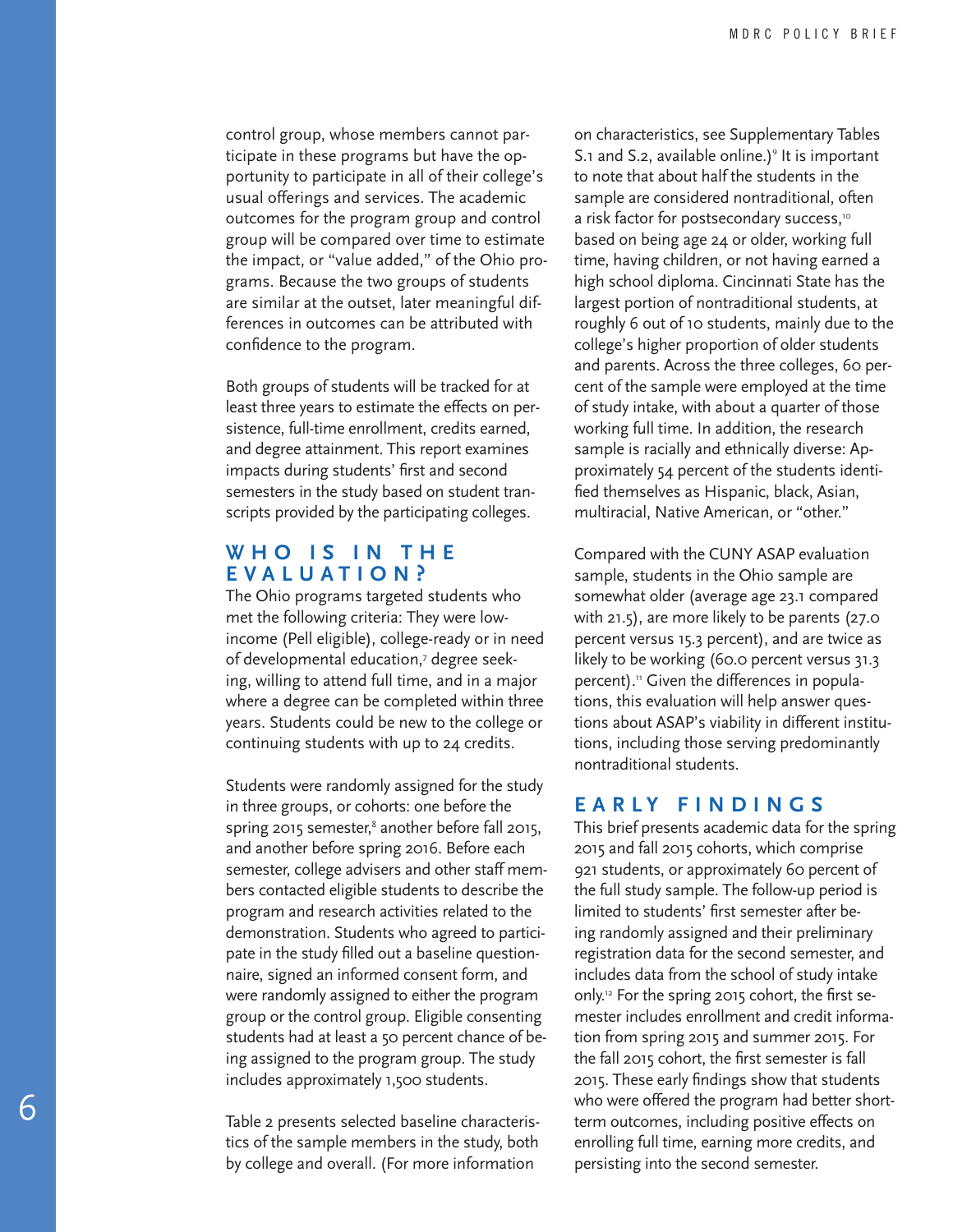control group, whose members cannot participate in these programs but have the opportunity to participate in all of their college's usual offerings and services. The academic outcomes for the program group and control group will be compared over time to estimate the impact, or "value added," of the Ohio programs. Because the two groups of students are similar at the outset, later meaningful differences in outcomes can be attributed with confidence to the program.

Both groups of students will be tracked for at least three years to estimate the effects on persistence, full-time enrollment, credits earned, and degree attainment. This report examines impacts during students' first and second semesters in the study based on student transcripts provided by the participating colleges.

## WHO IS IN THE EVALUATION?

The Ohio programs targeted students who met the following criteria: They were low-income (Pell eligible), college-ready or in need of developmental education,[7] degree seeking, willing to attend full time, and in a major where a degree can be completed within three years. Students could be new to the college or continuing students with up to 24 credits.

Students were randomly assigned for the study in three groups, or cohorts: one before the spring 2015 semester,[8] another before fall 2015, and another before spring 2016. Before each semester, college advisers and other staff members contacted eligible students to describe the program and research activities related to the demonstration. Students who agreed to participate in the study filled out a baseline questionnaire, signed an informed consent form, and were randomly assigned to either the program group or the control group. Eligible consenting students had at least a 50 percent chance of being assigned to the program group. The study includes approximately 1,500 students.

Table 2 presents selected baseline characteristics of the sample members in the study, both by college and overall. (For more information on characteristics, see Supplementary Tables S.1 and S.2, available online.)[9] It is important to note that about half the students in the sample are considered nontraditional, often a risk factor for postsecondary success,[10] based on being age 24 or older, working full time, having children, or not having earned a high school diploma. Cincinnati State has the largest portion of nontraditional students, at roughly 6 out of 10 students, mainly due to the college's higher proportion of older students and parents. Across the three colleges, 60 percent of the sample were employed at the time of study intake, with about a quarter of those working full time. In addition, the research sample is racially and ethnically diverse: Approximately 54 percent of the students identified themselves as Hispanic, black, Asian, multiracial, Native American, or "other."

Compared with the CUNY ASAP evaluation sample, students in the Ohio sample are somewhat older (average age 23.1 compared with 21.5), are more likely to be parents (27.0 percent versus 15.3 percent), and are twice as likely to be working (60.0 percent versus 31.3 percent).[11] Given the differences in populations, this evaluation will help answer questions about ASAP's viability in different institutions, including those serving predominantly nontraditional students.

## EARLY FINDINGS

This brief presents academic data for the spring 2015 and fall 2015 cohorts, which comprise 921 students, or approximately 60 percent of the full study sample. The follow-up period is limited to students' first semester after being randomly assigned and their preliminary registration data for the second semester, and includes data from the school of study intake only.[12] For the spring 2015 cohort, the first semester includes enrollment and credit information from spring 2015 and summer 2015. For the fall 2015 cohort, the first semester is fall 2015. These early findings show that students who were offered the program had better short-term outcomes, including positive effects on enrolling full time, earning more credits, and persisting into the second semester.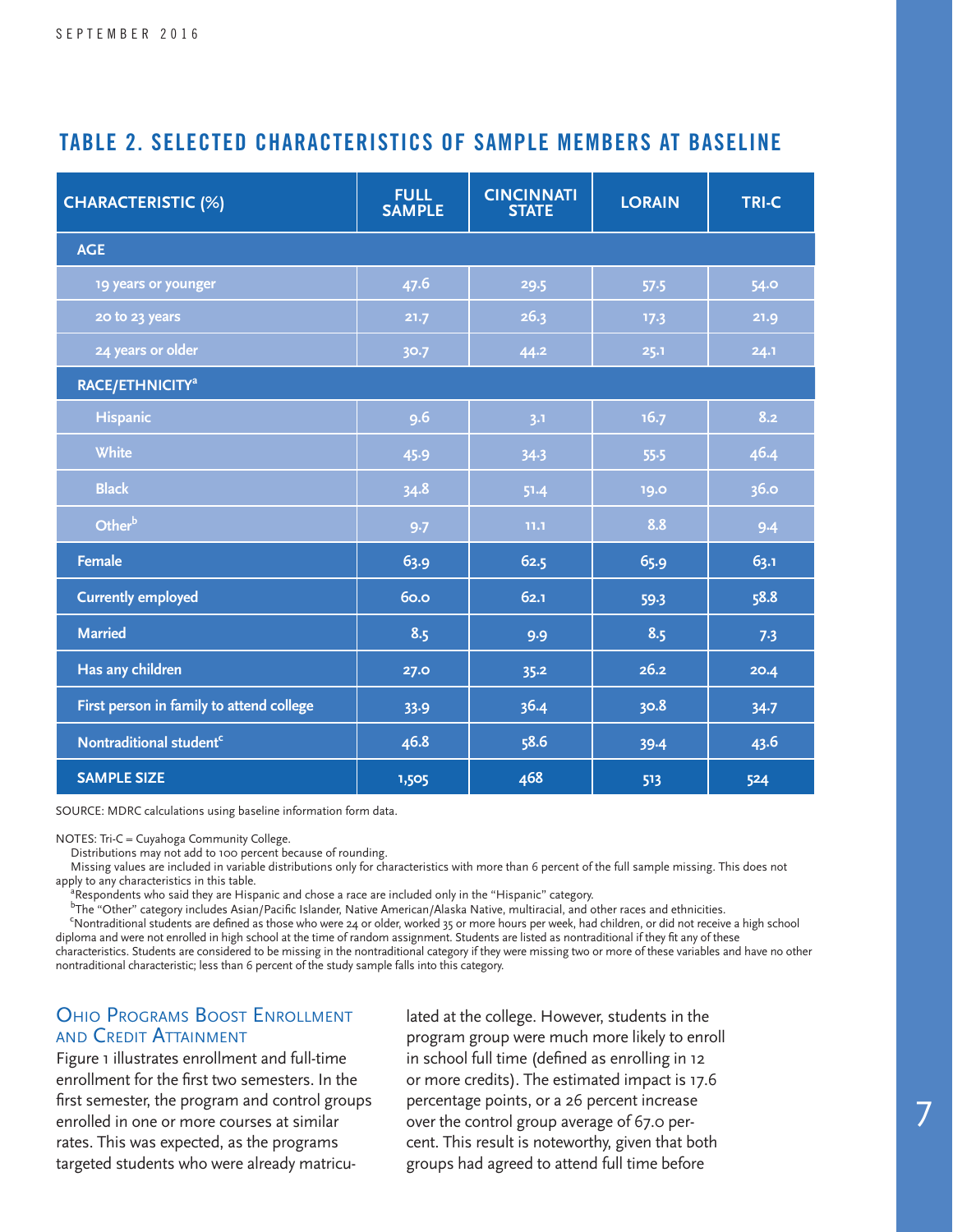## TABLE 2. SELECTED CHARACTERISTICS OF SAMPLE MEMBERS AT BASELINE

| CHARACTERISTIC (%) | FULL SAMPLE | CINCINNATI STATE | LORAIN | TRI-C |
|---|---|---|---|---|
| **AGE** | | | | |
| 19 years or younger | 47.6 | 29.5 | 57.5 | 54.0 |
| 20 to 23 years | 21.7 | 26.3 | 17.3 | 21.9 |
| 24 years or older | 30.7 | 44.2 | 25.1 | 24.1 |
| **RACE/ETHNICITY**[a] | | | | |
| Hispanic | 9.6 | 3.1 | 16.7 | 8.2 |
| White | 45.9 | 34.3 | 55.5 | 46.4 |
| Black | 34.8 | 51.4 | 19.0 | 36.0 |
| Other[b] | 9.7 | 11.1 | 8.8 | 9.4 |
| Female | 63.9 | 62.5 | 65.9 | 63.1 |
| Currently employed | 60.0 | 62.1 | 59.3 | 58.8 |
| Married | 8.5 | 9.9 | 8.5 | 7.3 |
| Has any children | 27.0 | 35.2 | 26.2 | 20.4 |
| First person in family to attend college | 33.9 | 36.4 | 30.8 | 34.7 |
| Nontraditional student[c] | 46.8 | 58.6 | 39.4 | 43.6 |
| **SAMPLE SIZE** | 1,505 | 468 | 513 | 524 |

SOURCE: MDRC calculations using baseline information form data.

NOTES: Tri-C = Cuyahoga Community College.

Distributions may not add to 100 percent because of rounding.

Missing values are included in variable distributions only for characteristics with more than 6 percent of the full sample missing. This does not apply to any characteristics in this table.

[a]Respondents who said they are Hispanic and chose a race are included only in the "Hispanic" category.

[b]The "Other" category includes Asian/Pacific Islander, Native American/Alaska Native, multiracial, and other races and ethnicities.

[c]Nontraditional students are defined as those who were 24 or older, worked 35 or more hours per week, had children, or did not receive a high school diploma and were not enrolled in high school at the time of random assignment. Students are listed as nontraditional if they fit any of these characteristics. Students are considered to be missing in the nontraditional category if they were missing two or more of these variables and have no other nontraditional characteristic; less than 6 percent of the study sample falls into this category.

### Ohio Programs Boost Enrollment and Credit Attainment

Figure 1 illustrates enrollment and full-time enrollment for the first two semesters. In the first semester, the program and control groups enrolled in one or more courses at similar rates. This was expected, as the programs targeted students who were already matriculated at the college. However, students in the program group were much more likely to enroll in school full time (defined as enrolling in 12 or more credits). The estimated impact is 17.6 percentage points, or a 26 percent increase over the control group average of 67.0 percent. This result is noteworthy, given that both groups had agreed to attend full time before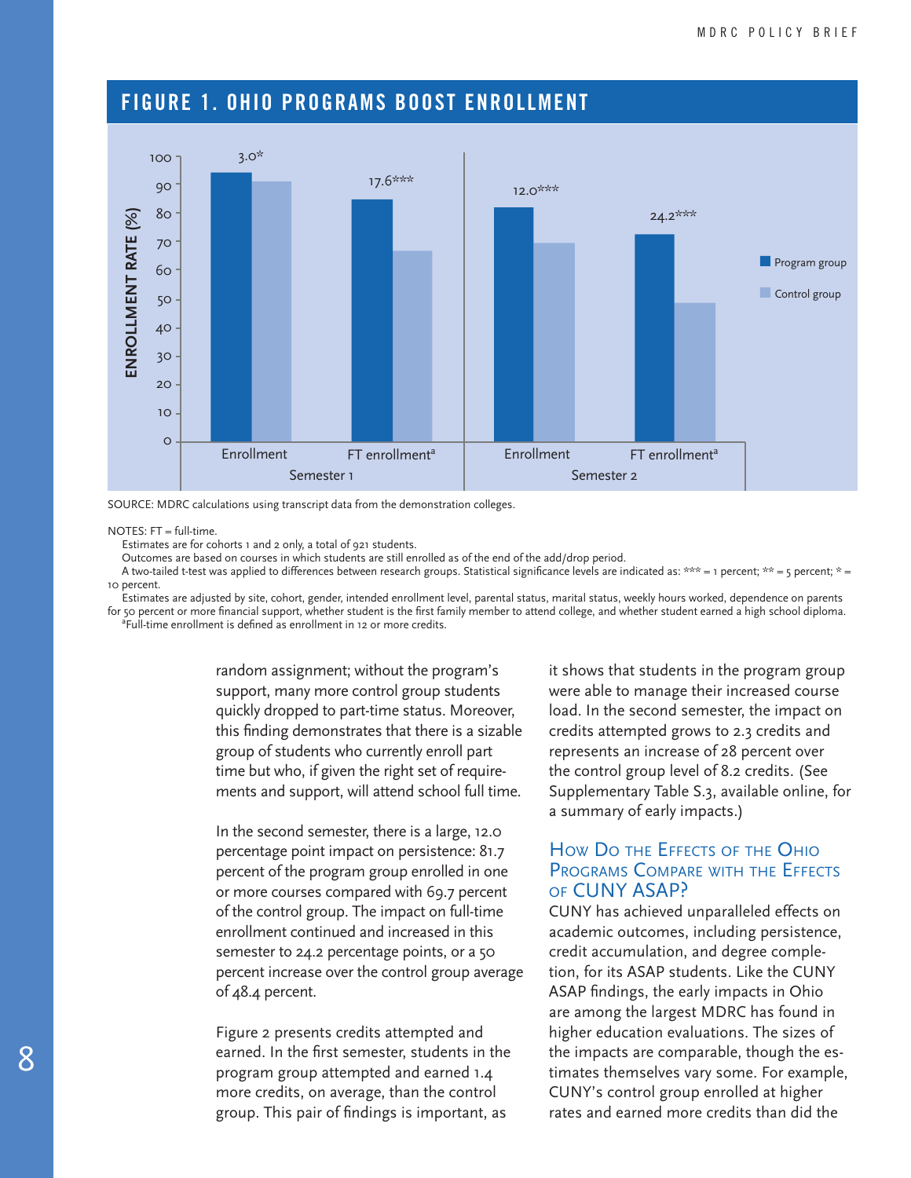## FIGURE 1. OHIO PROGRAMS BOOST ENROLLMENT

| | Semester 1: Enrollment | Semester 1: FT enrollment[a] | Semester 2: Enrollment | Semester 2: FT enrollment[a] |
|---|---|---|---|---|
| Impact | 3.0* | 17.6*** | 12.0*** | 24.2*** |

(Bar chart: ENROLLMENT RATE (%), Program group vs. Control group)

SOURCE: MDRC calculations using transcript data from the demonstration colleges.

NOTES: FT = full-time.
Estimates are for cohorts 1 and 2 only, a total of 921 students.
Outcomes are based on courses in which students are still enrolled as of the end of the add/drop period.
A two-tailed t-test was applied to differences between research groups. Statistical significance levels are indicated as: *** = 1 percent; ** = 5 percent; * = 10 percent.
Estimates are adjusted by site, cohort, gender, intended enrollment level, parental status, marital status, weekly hours worked, dependence on parents for 50 percent or more financial support, whether student is the first family member to attend college, and whether student earned a high school diploma.
[a]Full-time enrollment is defined as enrollment in 12 or more credits.

random assignment; without the program's support, many more control group students quickly dropped to part-time status. Moreover, this finding demonstrates that there is a sizable group of students who currently enroll part time but who, if given the right set of requirements and support, will attend school full time.

In the second semester, there is a large, 12.0 percentage point impact on persistence: 81.7 percent of the program group enrolled in one or more courses compared with 69.7 percent of the control group. The impact on full-time enrollment continued and increased in this semester to 24.2 percentage points, or a 50 percent increase over the control group average of 48.4 percent.

Figure 2 presents credits attempted and earned. In the first semester, students in the program group attempted and earned 1.4 more credits, on average, than the control group. This pair of findings is important, as it shows that students in the program group were able to manage their increased course load. In the second semester, the impact on credits attempted grows to 2.3 credits and represents an increase of 28 percent over the control group level of 8.2 credits. (See Supplementary Table S.3, available online, for a summary of early impacts.)

### How Do the Effects of the Ohio Programs Compare with the Effects of CUNY ASAP?

CUNY has achieved unparalleled effects on academic outcomes, including persistence, credit accumulation, and degree completion, for its ASAP students. Like the CUNY ASAP findings, the early impacts in Ohio are among the largest MDRC has found in higher education evaluations. The sizes of the impacts are comparable, though the estimates themselves vary some. For example, CUNY's control group enrolled at higher rates and earned more credits than did the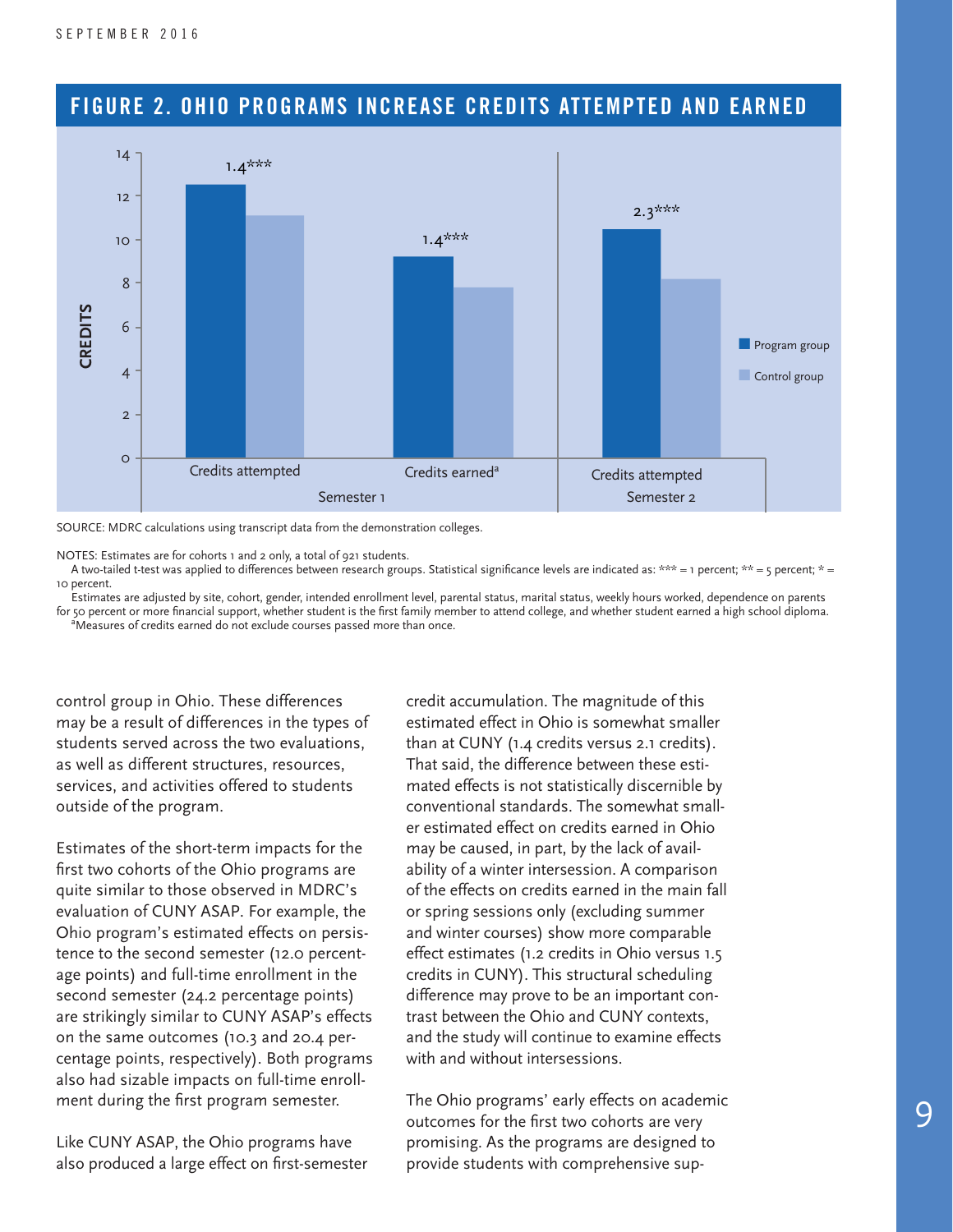## FIGURE 2. OHIO PROGRAMS INCREASE CREDITS ATTEMPTED AND EARNED

SOURCE: MDRC calculations using transcript data from the demonstration colleges.

NOTES: Estimates are for cohorts 1 and 2 only, a total of 921 students.

A two-tailed t-test was applied to differences between research groups. Statistical significance levels are indicated as: *** = 1 percent; ** = 5 percent; * = 10 percent.

Estimates are adjusted by site, cohort, gender, intended enrollment level, parental status, marital status, weekly hours worked, dependence on parents for 50 percent or more financial support, whether student is the first family member to attend college, and whether student earned a high school diploma.

[a]Measures of credits earned do not exclude courses passed more than once.

control group in Ohio. These differences may be a result of differences in the types of students served across the two evaluations, as well as different structures, resources, services, and activities offered to students outside of the program.

Estimates of the short-term impacts for the first two cohorts of the Ohio programs are quite similar to those observed in MDRC's evaluation of CUNY ASAP. For example, the Ohio program's estimated effects on persistence to the second semester (12.0 percentage points) and full-time enrollment in the second semester (24.2 percentage points) are strikingly similar to CUNY ASAP's effects on the same outcomes (10.3 and 20.4 percentage points, respectively). Both programs also had sizable impacts on full-time enrollment during the first program semester.

Like CUNY ASAP, the Ohio programs have also produced a large effect on first-semester credit accumulation. The magnitude of this estimated effect in Ohio is somewhat smaller than at CUNY (1.4 credits versus 2.1 credits). That said, the difference between these estimated effects is not statistically discernible by conventional standards. The somewhat smaller estimated effect on credits earned in Ohio may be caused, in part, by the lack of availability of a winter intersession. A comparison of the effects on credits earned in the main fall or spring sessions only (excluding summer and winter courses) show more comparable effect estimates (1.2 credits in Ohio versus 1.5 credits in CUNY). This structural scheduling difference may prove to be an important contrast between the Ohio and CUNY contexts, and the study will continue to examine effects with and without intersessions.

The Ohio programs' early effects on academic outcomes for the first two cohorts are very promising. As the programs are designed to provide students with comprehensive sup-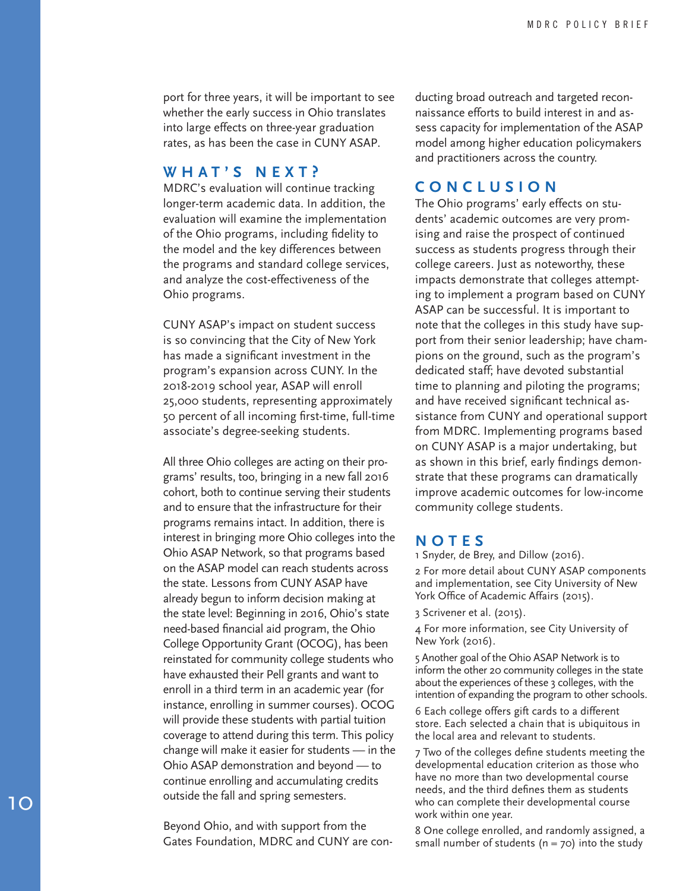port for three years, it will be important to see whether the early success in Ohio translates into large effects on three-year graduation rates, as has been the case in CUNY ASAP.

## WHAT'S NEXT?

MDRC's evaluation will continue tracking longer-term academic data. In addition, the evaluation will examine the implementation of the Ohio programs, including fidelity to the model and the key differences between the programs and standard college services, and analyze the cost-effectiveness of the Ohio programs.

CUNY ASAP's impact on student success is so convincing that the City of New York has made a significant investment in the program's expansion across CUNY. In the 2018-2019 school year, ASAP will enroll 25,000 students, representing approximately 50 percent of all incoming first-time, full-time associate's degree-seeking students.

All three Ohio colleges are acting on their programs' results, too, bringing in a new fall 2016 cohort, both to continue serving their students and to ensure that the infrastructure for their programs remains intact. In addition, there is interest in bringing more Ohio colleges into the Ohio ASAP Network, so that programs based on the ASAP model can reach students across the state. Lessons from CUNY ASAP have already begun to inform decision making at the state level: Beginning in 2016, Ohio's state need-based financial aid program, the Ohio College Opportunity Grant (OCOG), has been reinstated for community college students who have exhausted their Pell grants and want to enroll in a third term in an academic year (for instance, enrolling in summer courses). OCOG will provide these students with partial tuition coverage to attend during this term. This policy change will make it easier for students — in the Ohio ASAP demonstration and beyond — to continue enrolling and accumulating credits outside the fall and spring semesters.

Beyond Ohio, and with support from the Gates Foundation, MDRC and CUNY are conducting broad outreach and targeted reconnaissance efforts to build interest in and assess capacity for implementation of the ASAP model among higher education policymakers and practitioners across the country.

## CONCLUSION

The Ohio programs' early effects on students' academic outcomes are very promising and raise the prospect of continued success as students progress through their college careers. Just as noteworthy, these impacts demonstrate that colleges attempting to implement a program based on CUNY ASAP can be successful. It is important to note that the colleges in this study have support from their senior leadership; have champions on the ground, such as the program's dedicated staff; have devoted substantial time to planning and piloting the programs; and have received significant technical assistance from CUNY and operational support from MDRC. Implementing programs based on CUNY ASAP is a major undertaking, but as shown in this brief, early findings demonstrate that these programs can dramatically improve academic outcomes for low-income community college students.

## NOTES

1 Snyder, de Brey, and Dillow (2016).

2 For more detail about CUNY ASAP components and implementation, see City University of New York Office of Academic Affairs (2015).

3 Scrivener et al. (2015).

4 For more information, see City University of New York (2016).

5 Another goal of the Ohio ASAP Network is to inform the other 20 community colleges in the state about the experiences of these 3 colleges, with the intention of expanding the program to other schools.

6 Each college offers gift cards to a different store. Each selected a chain that is ubiquitous in the local area and relevant to students.

7 Two of the colleges define students meeting the developmental education criterion as those who have no more than two developmental course needs, and the third defines them as students who can complete their developmental course work within one year.

8 One college enrolled, and randomly assigned, a small number of students (n = 70) into the study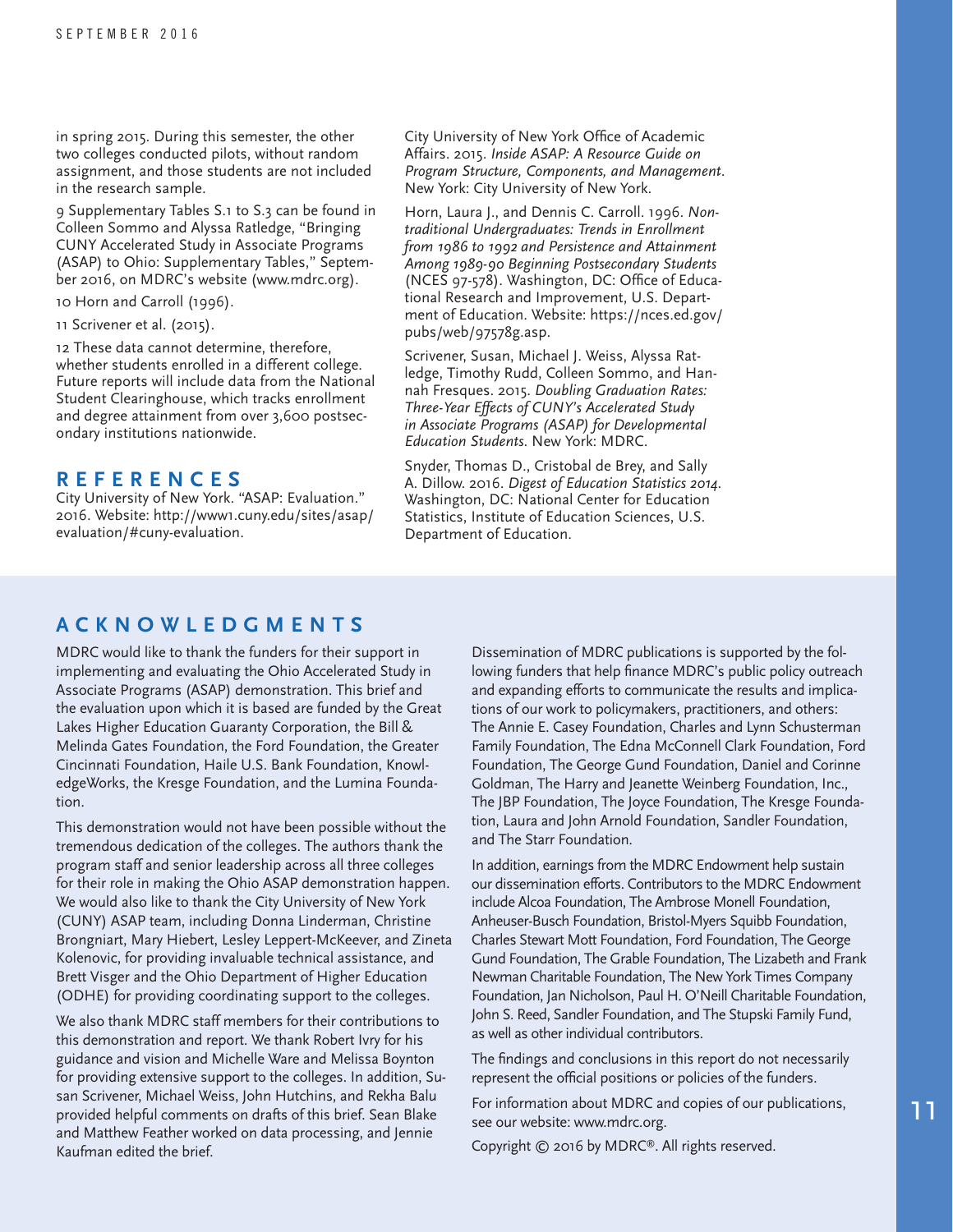in spring 2015. During this semester, the other two colleges conducted pilots, without random assignment, and those students are not included in the research sample.

9 Supplementary Tables S.1 to S.3 can be found in Colleen Sommo and Alyssa Ratledge, "Bringing CUNY Accelerated Study in Associate Programs (ASAP) to Ohio: Supplementary Tables," September 2016, on MDRC's website (www.mdrc.org).

10 Horn and Carroll (1996).

11 Scrivener et al. (2015).

12 These data cannot determine, therefore, whether students enrolled in a different college. Future reports will include data from the National Student Clearinghouse, which tracks enrollment and degree attainment from over 3,600 postsecondary institutions nationwide.

## REFERENCES

City University of New York. "ASAP: Evaluation." 2016. Website: http://www1.cuny.edu/sites/asap/evaluation/#cuny-evaluation.

City University of New York Office of Academic Affairs. 2015. *Inside ASAP: A Resource Guide on Program Structure, Components, and Management*. New York: City University of New York.

Horn, Laura J., and Dennis C. Carroll. 1996. *Nontraditional Undergraduates: Trends in Enrollment from 1986 to 1992 and Persistence and Attainment Among 1989-90 Beginning Postsecondary Students* (NCES 97-578). Washington, DC: Office of Educational Research and Improvement, U.S. Department of Education. Website: https://nces.ed.gov/pubs/web/97578g.asp.

Scrivener, Susan, Michael J. Weiss, Alyssa Ratledge, Timothy Rudd, Colleen Sommo, and Hannah Fresques. 2015. *Doubling Graduation Rates: Three-Year Effects of CUNY's Accelerated Study in Associate Programs (ASAP) for Developmental Education Students*. New York: MDRC.

Snyder, Thomas D., Cristobal de Brey, and Sally A. Dillow. 2016. *Digest of Education Statistics 2014*. Washington, DC: National Center for Education Statistics, Institute of Education Sciences, U.S. Department of Education.

## ACKNOWLEDGMENTS

MDRC would like to thank the funders for their support in implementing and evaluating the Ohio Accelerated Study in Associate Programs (ASAP) demonstration. This brief and the evaluation upon which it is based are funded by the Great Lakes Higher Education Guaranty Corporation, the Bill & Melinda Gates Foundation, the Ford Foundation, the Greater Cincinnati Foundation, Haile U.S. Bank Foundation, KnowledgeWorks, the Kresge Foundation, and the Lumina Foundation.

This demonstration would not have been possible without the tremendous dedication of the colleges. The authors thank the program staff and senior leadership across all three colleges for their role in making the Ohio ASAP demonstration happen. We would also like to thank the City University of New York (CUNY) ASAP team, including Donna Linderman, Christine Brongniart, Mary Hiebert, Lesley Leppert-McKeever, and Zineta Kolenovic, for providing invaluable technical assistance, and Brett Visger and the Ohio Department of Higher Education (ODHE) for providing coordinating support to the colleges.

We also thank MDRC staff members for their contributions to this demonstration and report. We thank Robert Ivry for his guidance and vision and Michelle Ware and Melissa Boynton for providing extensive support to the colleges. In addition, Susan Scrivener, Michael Weiss, John Hutchins, and Rekha Balu provided helpful comments on drafts of this brief. Sean Blake and Matthew Feather worked on data processing, and Jennie Kaufman edited the brief.

Dissemination of MDRC publications is supported by the following funders that help finance MDRC's public policy outreach and expanding efforts to communicate the results and implications of our work to policymakers, practitioners, and others: The Annie E. Casey Foundation, Charles and Lynn Schusterman Family Foundation, The Edna McConnell Clark Foundation, Ford Foundation, The George Gund Foundation, Daniel and Corinne Goldman, The Harry and Jeanette Weinberg Foundation, Inc., The JBP Foundation, The Joyce Foundation, The Kresge Foundation, Laura and John Arnold Foundation, Sandler Foundation, and The Starr Foundation.

In addition, earnings from the MDRC Endowment help sustain our dissemination efforts. Contributors to the MDRC Endowment include Alcoa Foundation, The Ambrose Monell Foundation, Anheuser-Busch Foundation, Bristol-Myers Squibb Foundation, Charles Stewart Mott Foundation, Ford Foundation, The George Gund Foundation, The Grable Foundation, The Lizabeth and Frank Newman Charitable Foundation, The New York Times Company Foundation, Jan Nicholson, Paul H. O'Neill Charitable Foundation, John S. Reed, Sandler Foundation, and The Stupski Family Fund, as well as other individual contributors.

The findings and conclusions in this report do not necessarily represent the official positions or policies of the funders.

For information about MDRC and copies of our publications, see our website: www.mdrc.org.

Copyright © 2016 by MDRC®. All rights reserved.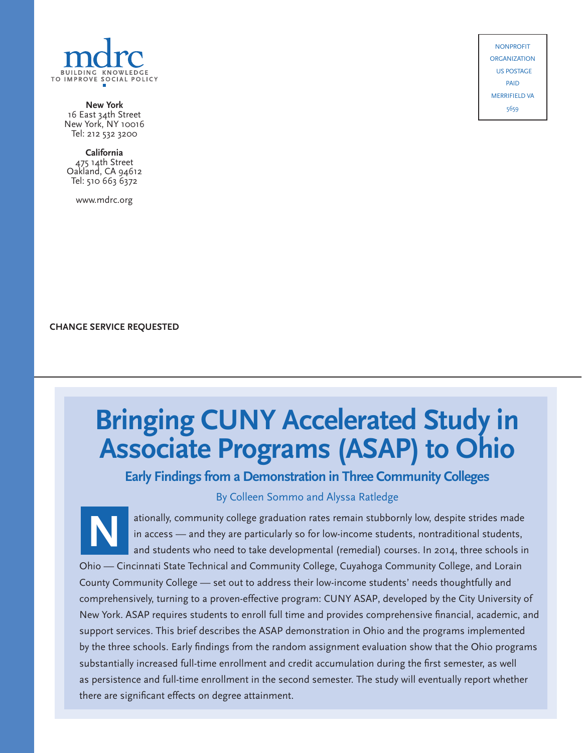mdrc

BUILDING KNOWLEDGE TO IMPROVE SOCIAL POLICY

**New York**
16 East 34th Street
New York, NY 10016
Tel: 212 532 3200

**California**
475 14th Street
Oakland, CA 94612
Tel: 510 663 6372

www.mdrc.org

NONPROFIT ORGANIZATION
US POSTAGE
PAID
MERRIFIELD VA
5659

**CHANGE SERVICE REQUESTED**

# Bringing CUNY Accelerated Study in Associate Programs (ASAP) to Ohio

## Early Findings from a Demonstration in Three Community Colleges

By Colleen Sommo and Alyssa Ratledge

Nationally, community college graduation rates remain stubbornly low, despite strides made in access — and they are particularly so for low-income students, nontraditional students, and students who need to take developmental (remedial) courses. In 2014, three schools in Ohio — Cincinnati State Technical and Community College, Cuyahoga Community College, and Lorain County Community College — set out to address their low-income students' needs thoughtfully and comprehensively, turning to a proven-effective program: CUNY ASAP, developed by the City University of New York. ASAP requires students to enroll full time and provides comprehensive financial, academic, and support services. This brief describes the ASAP demonstration in Ohio and the programs implemented by the three schools. Early findings from the random assignment evaluation show that the Ohio programs substantially increased full-time enrollment and credit accumulation during the first semester, as well as persistence and full-time enrollment in the second semester. The study will eventually report whether there are significant effects on degree attainment.